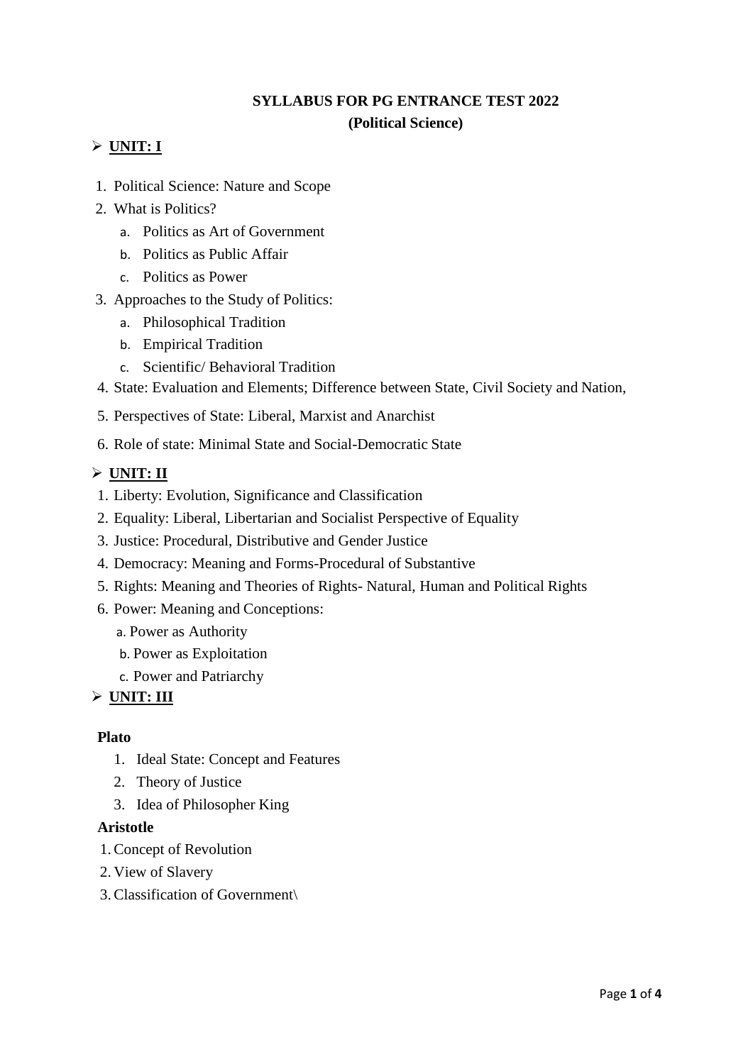# SYLLABUS FOR PG ENTRANCE TEST 2022
## (Political Science)

- **UNIT: I**

1. Political Science: Nature and Scope
2. What is Politics?
   a. Politics as Art of Government
   b. Politics as Public Affair
   c. Politics as Power
3. Approaches to the Study of Politics:
   a. Philosophical Tradition
   b. Empirical Tradition
   c. Scientific/ Behavioral Tradition
4. State: Evaluation and Elements; Difference between State, Civil Society and Nation,
5. Perspectives of State: Liberal, Marxist and Anarchist
6. Role of state: Minimal State and Social-Democratic State

- **UNIT: II**

1. Liberty: Evolution, Significance and Classification
2. Equality: Liberal, Libertarian and Socialist Perspective of Equality
3. Justice: Procedural, Distributive and Gender Justice
4. Democracy: Meaning and Forms-Procedural of Substantive
5. Rights: Meaning and Theories of Rights- Natural, Human and Political Rights
6. Power: Meaning and Conceptions:
   a. Power as Authority
   b. Power as Exploitation
   c. Power and Patriarchy

- **UNIT: III**

**Plato**

1. Ideal State: Concept and Features
2. Theory of Justice
3. Idea of Philosopher King

**Aristotle**

1. Concept of Revolution
2. View of Slavery
3. Classification of Government\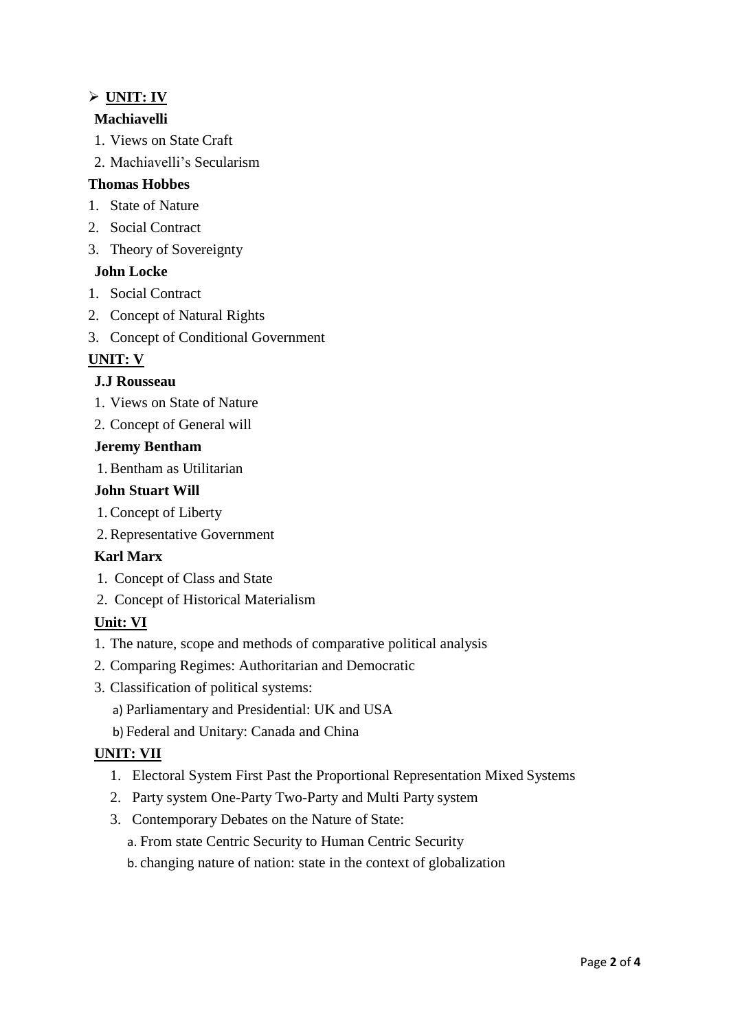- **UNIT: IV**

**Machiavelli**

1. Views on State Craft
2. Machiavelli's Secularism

**Thomas Hobbes**

1. State of Nature
2. Social Contract
3. Theory of Sovereignty

**John Locke**

1. Social Contract
2. Concept of Natural Rights
3. Concept of Conditional Government

**UNIT: V**

**J.J Rousseau**

1. Views on State of Nature
2. Concept of General will

**Jeremy Bentham**

1. Bentham as Utilitarian

**John Stuart Will**

1. Concept of Liberty
2. Representative Government

**Karl Marx**

1. Concept of Class and State
2. Concept of Historical Materialism

**Unit: VI**

1. The nature, scope and methods of comparative political analysis
2. Comparing Regimes: Authoritarian and Democratic
3. Classification of political systems:
   a) Parliamentary and Presidential: UK and USA
   b) Federal and Unitary: Canada and China

**UNIT: VII**

1. Electoral System First Past the Proportional Representation Mixed Systems
2. Party system One-Party Two-Party and Multi Party system
3. Contemporary Debates on the Nature of State:
   a. From state Centric Security to Human Centric Security
   b. changing nature of nation: state in the context of globalization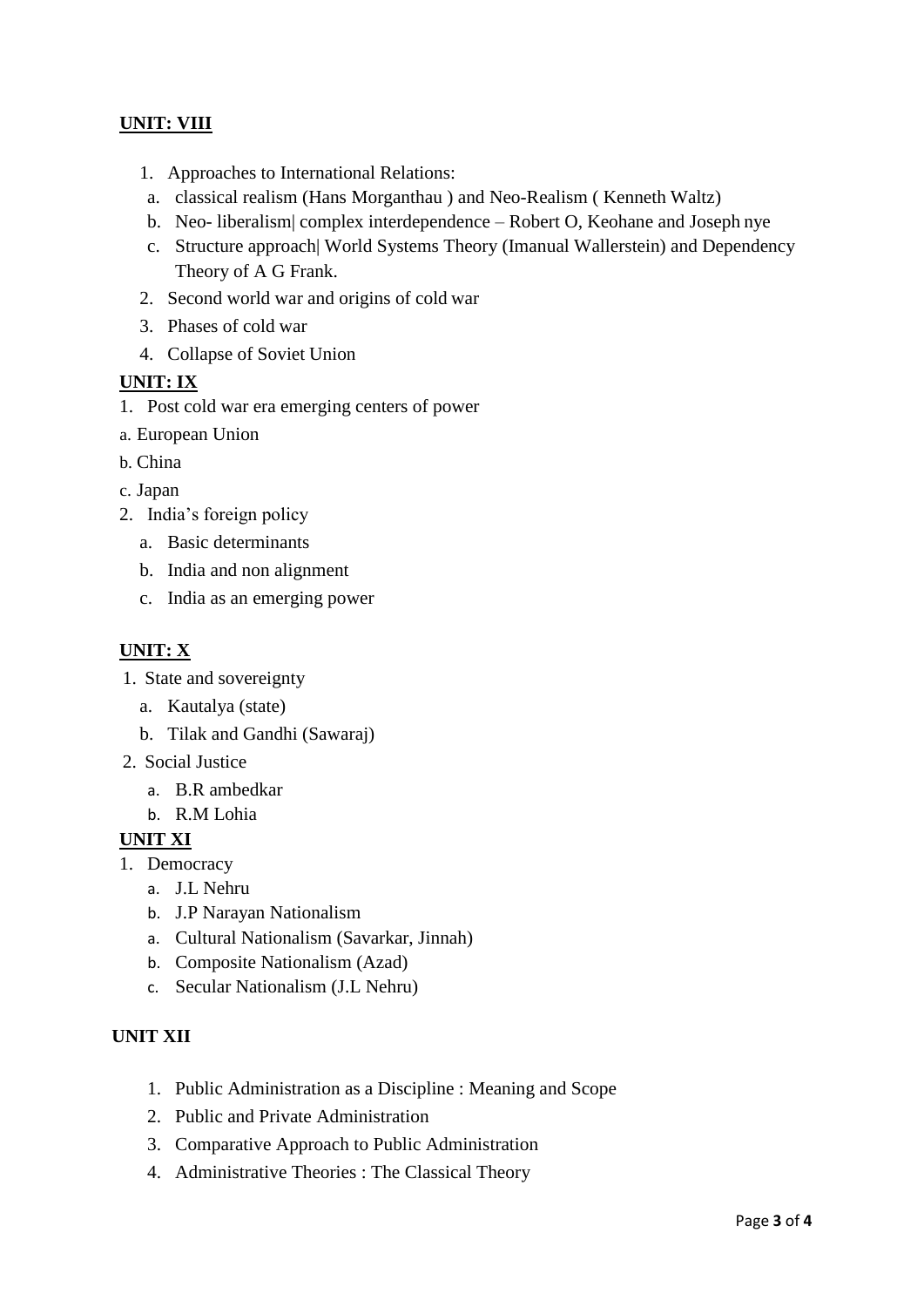**UNIT: VIII**

1. Approaches to International Relations:
   a. classical realism (Hans Morganthau ) and Neo-Realism ( Kenneth Waltz)
   b. Neo- liberalism| complex interdependence – Robert O, Keohane and Joseph nye
   c. Structure approach| World Systems Theory (Imanual Wallerstein) and Dependency Theory of A G Frank.
2. Second world war and origins of cold war
3. Phases of cold war
4. Collapse of Soviet Union

**UNIT: IX**

1. Post cold war era emerging centers of power

a. European Union

b. China

c. Japan

2. India's foreign policy
   a. Basic determinants
   b. India and non alignment
   c. India as an emerging power

**UNIT: X**

1. State and sovereignty
   a. Kautalya (state)
   b. Tilak and Gandhi (Sawaraj)
2. Social Justice
   a. B.R ambedkar
   b. R.M Lohia

**UNIT XI**

1. Democracy
   a. J.L Nehru
   b. J.P Narayan Nationalism
   a. Cultural Nationalism (Savarkar, Jinnah)
   b. Composite Nationalism (Azad)
   c. Secular Nationalism (J.L Nehru)

**UNIT XII**

1. Public Administration as a Discipline : Meaning and Scope
2. Public and Private Administration
3. Comparative Approach to Public Administration
4. Administrative Theories : The Classical Theory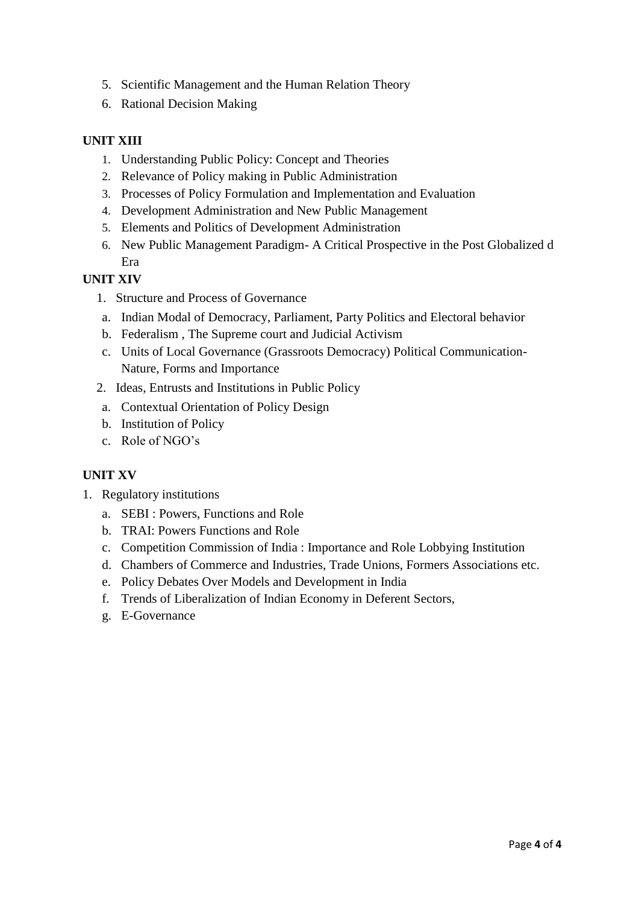5. Scientific Management and the Human Relation Theory
6. Rational Decision Making

**UNIT XIII**

1. Understanding Public Policy: Concept and Theories
2. Relevance of Policy making in Public Administration
3. Processes of Policy Formulation and Implementation and Evaluation
4. Development Administration and New Public Management
5. Elements and Politics of Development Administration
6. New Public Management Paradigm- A Critical Prospective in the Post Globalized d Era

**UNIT XIV**

1. Structure and Process of Governance
   - a. Indian Modal of Democracy, Parliament, Party Politics and Electoral behavior
   - b. Federalism , The Supreme court and Judicial Activism
   - c. Units of Local Governance (Grassroots Democracy) Political Communication- Nature, Forms and Importance
2. Ideas, Entrusts and Institutions in Public Policy
   - a. Contextual Orientation of Policy Design
   - b. Institution of Policy
   - c. Role of NGO's

**UNIT XV**

1. Regulatory institutions
   - a. SEBI : Powers, Functions and Role
   - b. TRAI: Powers Functions and Role
   - c. Competition Commission of India : Importance and Role Lobbying Institution
   - d. Chambers of Commerce and Industries, Trade Unions, Formers Associations etc.
   - e. Policy Debates Over Models and Development in India
   - f. Trends of Liberalization of Indian Economy in Deferent Sectors,
   - g. E-Governance